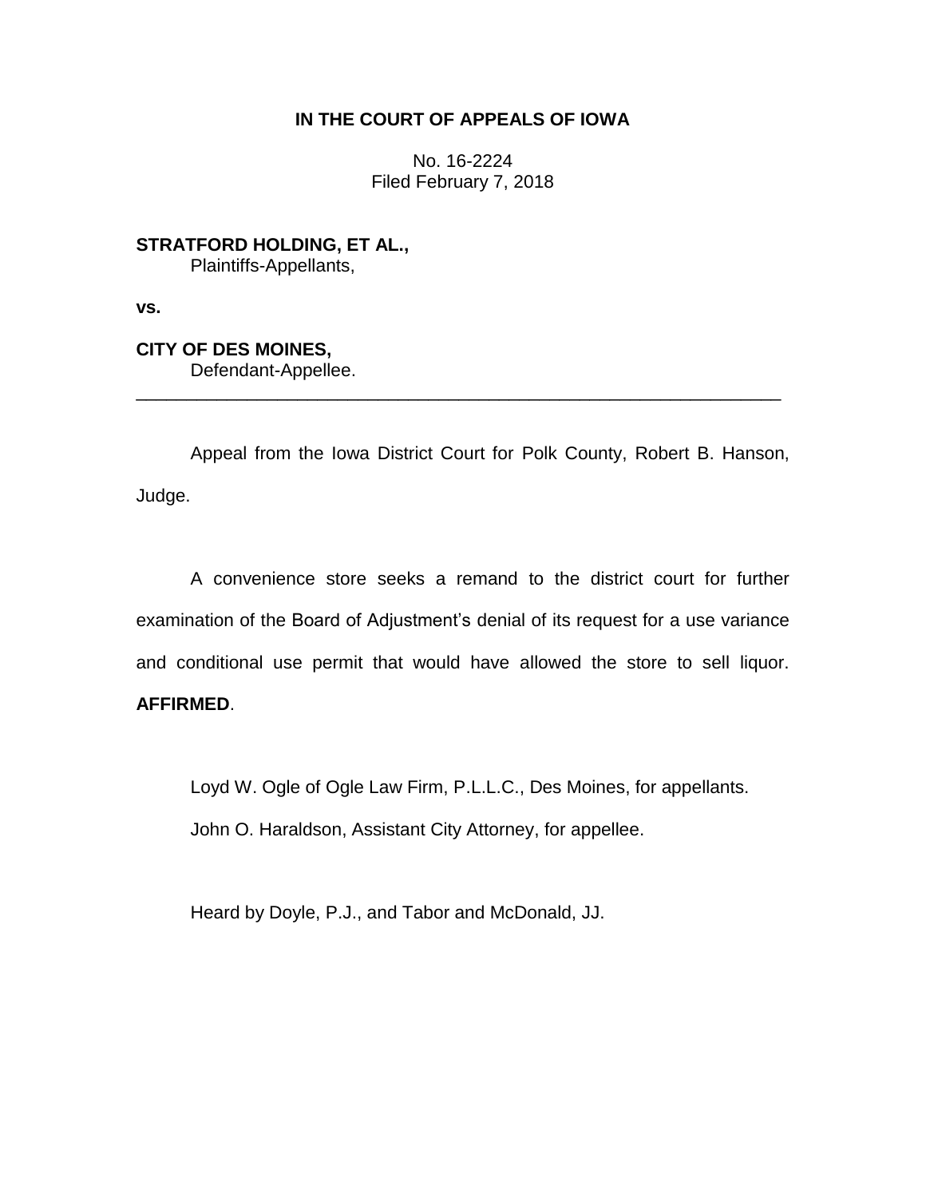**IN THE COURT OF APPEALS OF IOWA**

No. 16-2224
Filed February 7, 2018

**STRATFORD HOLDING, ET AL.,**
Plaintiffs-Appellants,

**vs.**

**CITY OF DES MOINES,**
Defendant-Appellee.

---

Appeal from the Iowa District Court for Polk County, Robert B. Hanson, Judge.

A convenience store seeks a remand to the district court for further examination of the Board of Adjustment's denial of its request for a use variance and conditional use permit that would have allowed the store to sell liquor. **AFFIRMED**.

Loyd W. Ogle of Ogle Law Firm, P.L.L.C., Des Moines, for appellants.

John O. Haraldson, Assistant City Attorney, for appellee.

Heard by Doyle, P.J., and Tabor and McDonald, JJ.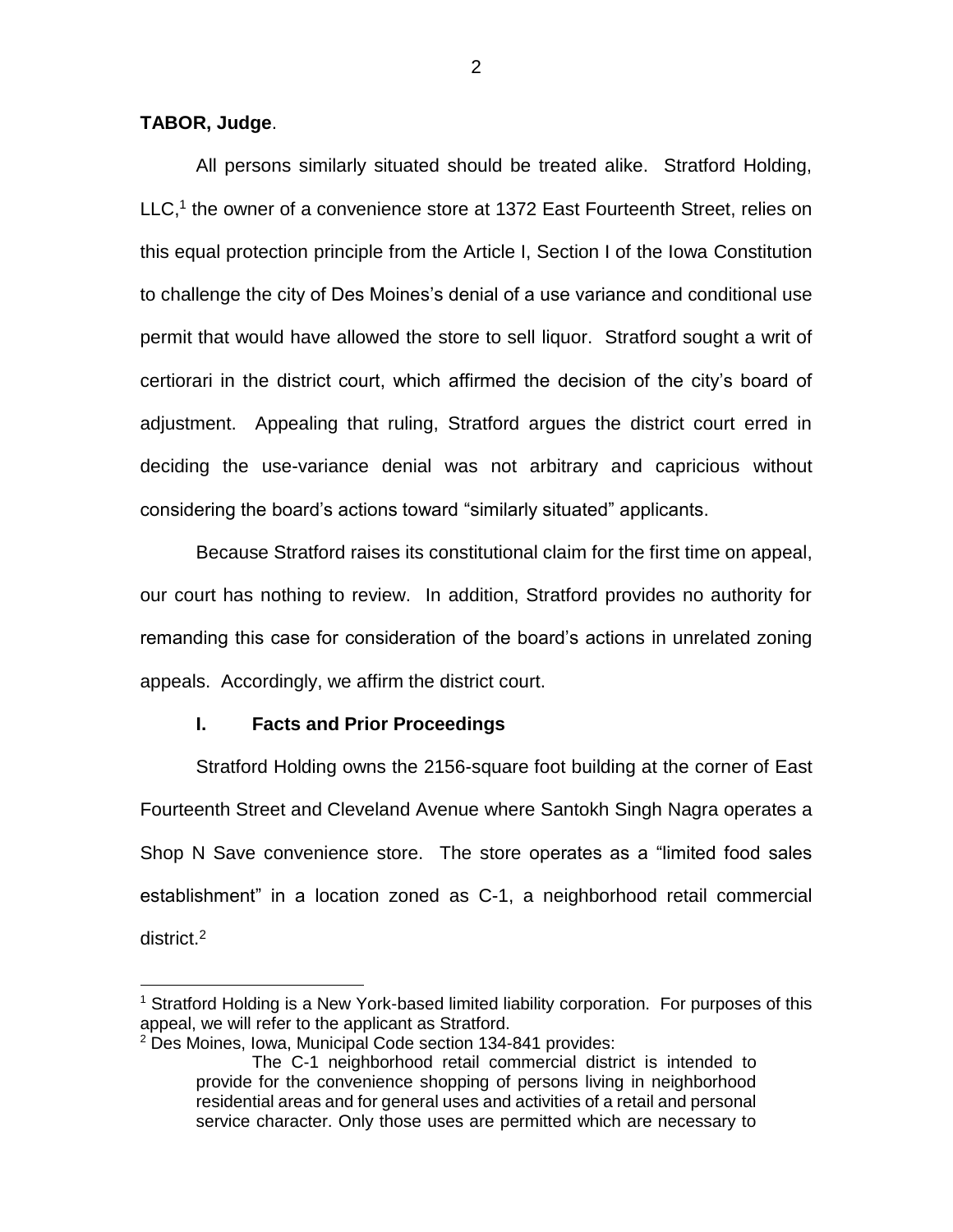**TABOR, Judge**.

All persons similarly situated should be treated alike. Stratford Holding, LLC,[1] the owner of a convenience store at 1372 East Fourteenth Street, relies on this equal protection principle from the Article I, Section I of the Iowa Constitution to challenge the city of Des Moines's denial of a use variance and conditional use permit that would have allowed the store to sell liquor. Stratford sought a writ of certiorari in the district court, which affirmed the decision of the city's board of adjustment. Appealing that ruling, Stratford argues the district court erred in deciding the use-variance denial was not arbitrary and capricious without considering the board's actions toward "similarly situated" applicants.

Because Stratford raises its constitutional claim for the first time on appeal, our court has nothing to review. In addition, Stratford provides no authority for remanding this case for consideration of the board's actions in unrelated zoning appeals. Accordingly, we affirm the district court.

## I. Facts and Prior Proceedings

Stratford Holding owns the 2156-square foot building at the corner of East Fourteenth Street and Cleveland Avenue where Santokh Singh Nagra operates a Shop N Save convenience store. The store operates as a "limited food sales establishment" in a location zoned as C-1, a neighborhood retail commercial district.[2]

---

[1] Stratford Holding is a New York-based limited liability corporation. For purposes of this appeal, we will refer to the applicant as Stratford.

[2] Des Moines, Iowa, Municipal Code section 134-841 provides:

> The C-1 neighborhood retail commercial district is intended to provide for the convenience shopping of persons living in neighborhood residential areas and for general uses and activities of a retail and personal service character. Only those uses are permitted which are necessary to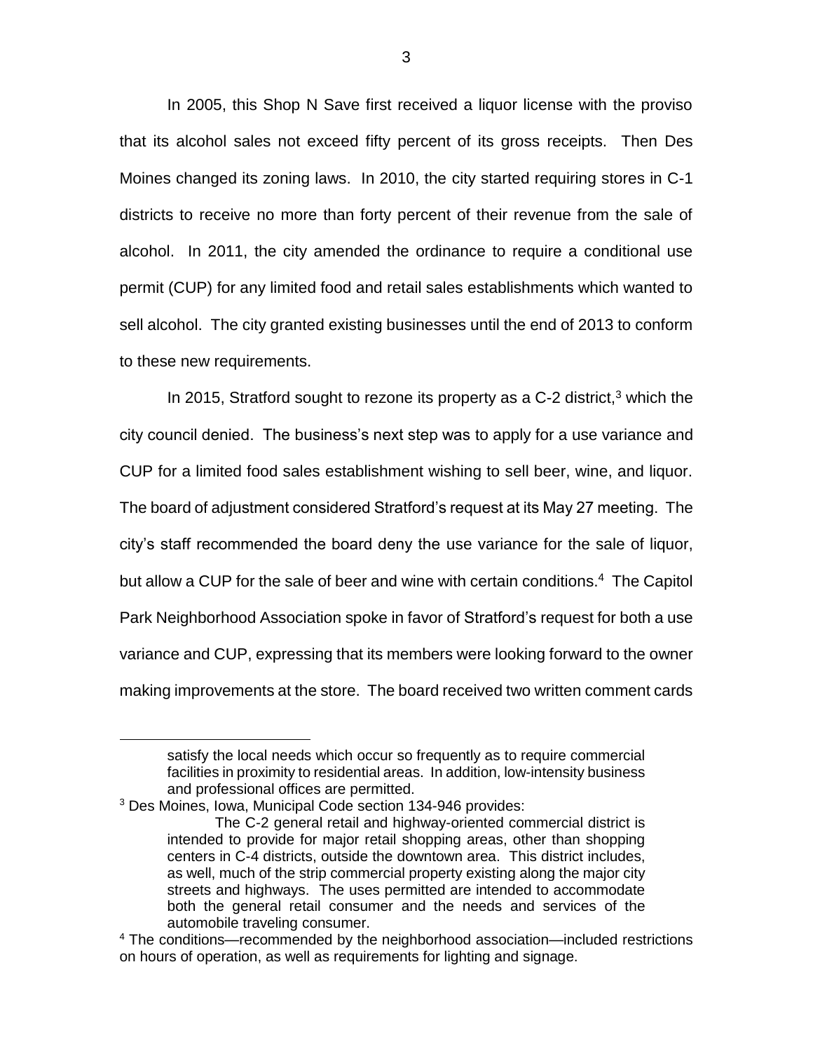In 2005, this Shop N Save first received a liquor license with the proviso that its alcohol sales not exceed fifty percent of its gross receipts. Then Des Moines changed its zoning laws. In 2010, the city started requiring stores in C-1 districts to receive no more than forty percent of their revenue from the sale of alcohol. In 2011, the city amended the ordinance to require a conditional use permit (CUP) for any limited food and retail sales establishments which wanted to sell alcohol. The city granted existing businesses until the end of 2013 to conform to these new requirements.

In 2015, Stratford sought to rezone its property as a C-2 district,[3] which the city council denied. The business's next step was to apply for a use variance and CUP for a limited food sales establishment wishing to sell beer, wine, and liquor. The board of adjustment considered Stratford's request at its May 27 meeting. The city's staff recommended the board deny the use variance for the sale of liquor, but allow a CUP for the sale of beer and wine with certain conditions.[4] The Capitol Park Neighborhood Association spoke in favor of Stratford's request for both a use variance and CUP, expressing that its members were looking forward to the owner making improvements at the store. The board received two written comment cards

---

> satisfy the local needs which occur so frequently as to require commercial facilities in proximity to residential areas. In addition, low-intensity business and professional offices are permitted.

[3] Des Moines, Iowa, Municipal Code section 134-946 provides:

> The C-2 general retail and highway-oriented commercial district is intended to provide for major retail shopping areas, other than shopping centers in C-4 districts, outside the downtown area. This district includes, as well, much of the strip commercial property existing along the major city streets and highways. The uses permitted are intended to accommodate both the general retail consumer and the needs and services of the automobile traveling consumer.

[4] The conditions—recommended by the neighborhood association—included restrictions on hours of operation, as well as requirements for lighting and signage.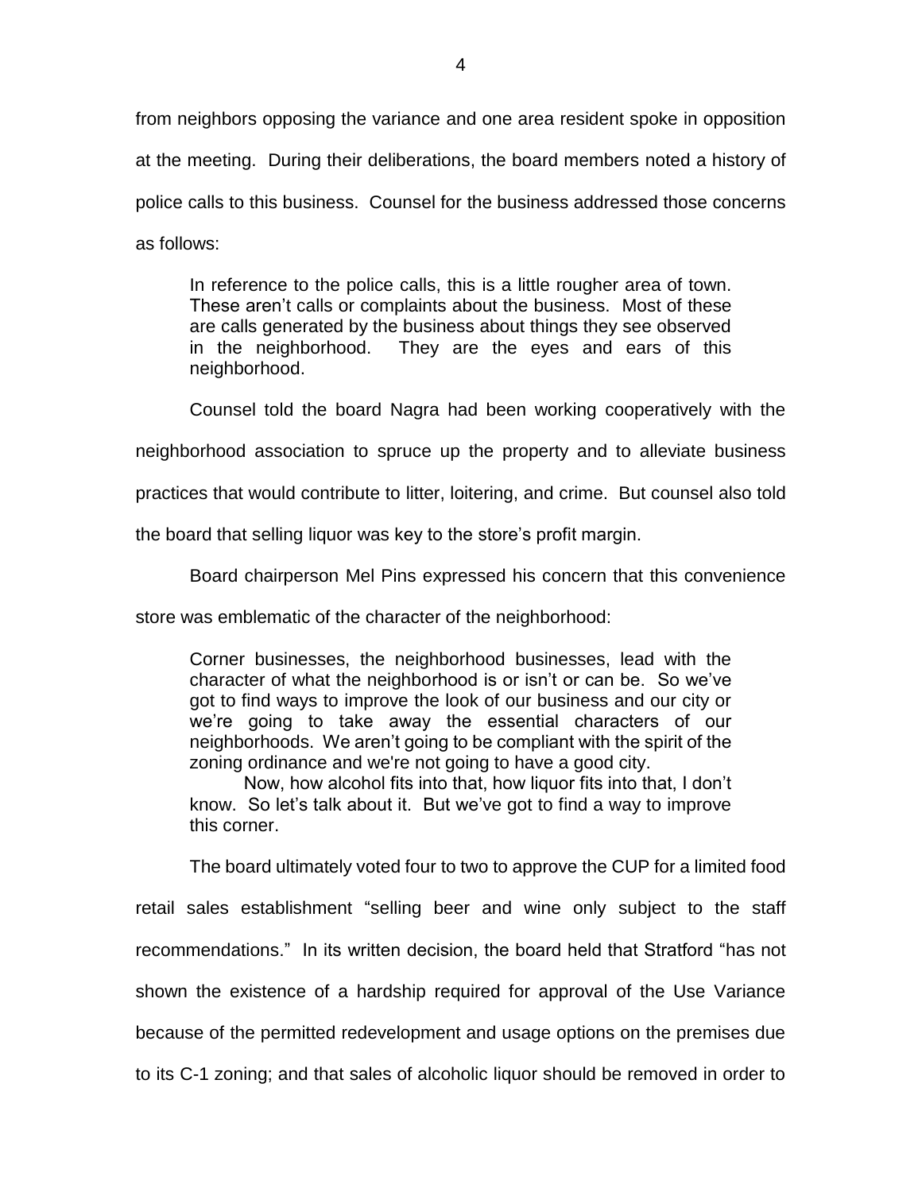from neighbors opposing the variance and one area resident spoke in opposition at the meeting. During their deliberations, the board members noted a history of police calls to this business. Counsel for the business addressed those concerns as follows:

> In reference to the police calls, this is a little rougher area of town. These aren't calls or complaints about the business. Most of these are calls generated by the business about things they see observed in the neighborhood. They are the eyes and ears of this neighborhood.

Counsel told the board Nagra had been working cooperatively with the neighborhood association to spruce up the property and to alleviate business practices that would contribute to litter, loitering, and crime. But counsel also told the board that selling liquor was key to the store's profit margin.

Board chairperson Mel Pins expressed his concern that this convenience store was emblematic of the character of the neighborhood:

> Corner businesses, the neighborhood businesses, lead with the character of what the neighborhood is or isn't or can be. So we've got to find ways to improve the look of our business and our city or we're going to take away the essential characters of our neighborhoods. We aren't going to be compliant with the spirit of the zoning ordinance and we're not going to have a good city.
>
> Now, how alcohol fits into that, how liquor fits into that, I don't know. So let's talk about it. But we've got to find a way to improve this corner.

The board ultimately voted four to two to approve the CUP for a limited food retail sales establishment "selling beer and wine only subject to the staff recommendations." In its written decision, the board held that Stratford "has not shown the existence of a hardship required for approval of the Use Variance because of the permitted redevelopment and usage options on the premises due to its C-1 zoning; and that sales of alcoholic liquor should be removed in order to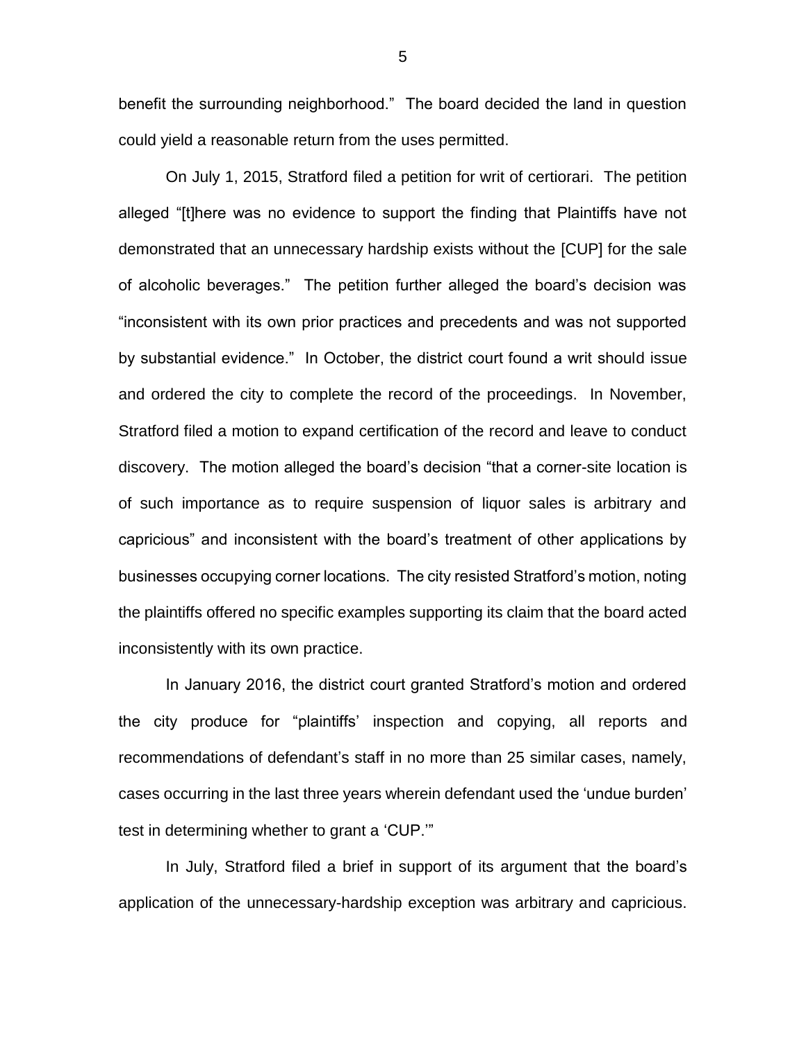benefit the surrounding neighborhood." The board decided the land in question could yield a reasonable return from the uses permitted.

On July 1, 2015, Stratford filed a petition for writ of certiorari. The petition alleged "[t]here was no evidence to support the finding that Plaintiffs have not demonstrated that an unnecessary hardship exists without the [CUP] for the sale of alcoholic beverages." The petition further alleged the board's decision was "inconsistent with its own prior practices and precedents and was not supported by substantial evidence." In October, the district court found a writ should issue and ordered the city to complete the record of the proceedings. In November, Stratford filed a motion to expand certification of the record and leave to conduct discovery. The motion alleged the board's decision "that a corner-site location is of such importance as to require suspension of liquor sales is arbitrary and capricious" and inconsistent with the board's treatment of other applications by businesses occupying corner locations. The city resisted Stratford's motion, noting the plaintiffs offered no specific examples supporting its claim that the board acted inconsistently with its own practice.

In January 2016, the district court granted Stratford's motion and ordered the city produce for "plaintiffs' inspection and copying, all reports and recommendations of defendant's staff in no more than 25 similar cases, namely, cases occurring in the last three years wherein defendant used the 'undue burden' test in determining whether to grant a 'CUP.'"

In July, Stratford filed a brief in support of its argument that the board's application of the unnecessary-hardship exception was arbitrary and capricious.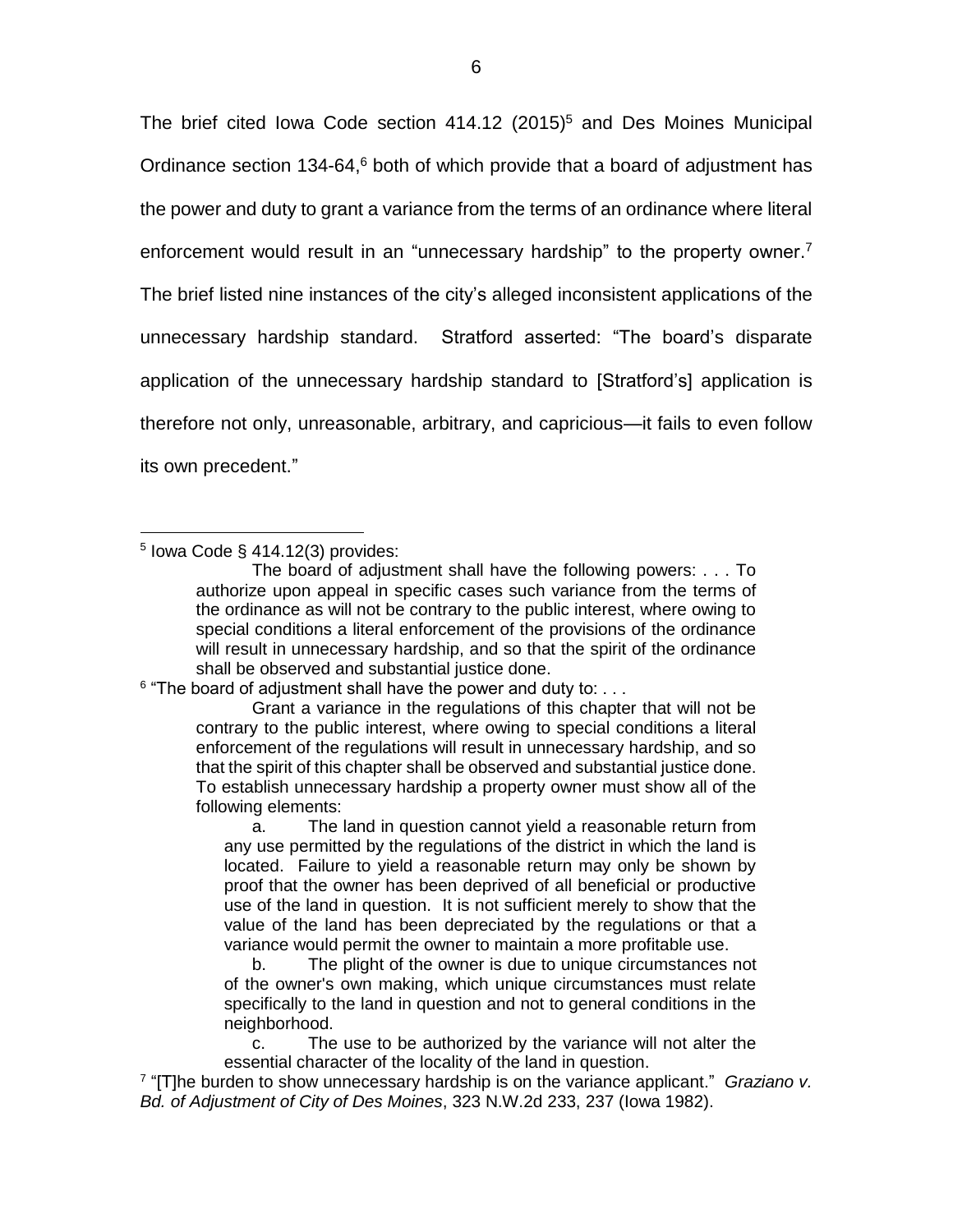The brief cited Iowa Code section 414.12 (2015)[5] and Des Moines Municipal Ordinance section 134-64,[6] both of which provide that a board of adjustment has the power and duty to grant a variance from the terms of an ordinance where literal enforcement would result in an "unnecessary hardship" to the property owner.[7] The brief listed nine instances of the city's alleged inconsistent applications of the unnecessary hardship standard. Stratford asserted: "The board's disparate application of the unnecessary hardship standard to [Stratford's] application is therefore not only, unreasonable, arbitrary, and capricious—it fails to even follow its own precedent."

---

[5] Iowa Code § 414.12(3) provides:

> The board of adjustment shall have the following powers: . . . To authorize upon appeal in specific cases such variance from the terms of the ordinance as will not be contrary to the public interest, where owing to special conditions a literal enforcement of the provisions of the ordinance will result in unnecessary hardship, and so that the spirit of the ordinance shall be observed and substantial justice done.

[6] "The board of adjustment shall have the power and duty to: . . .

> Grant a variance in the regulations of this chapter that will not be contrary to the public interest, where owing to special conditions a literal enforcement of the regulations will result in unnecessary hardship, and so that the spirit of this chapter shall be observed and substantial justice done. To establish unnecessary hardship a property owner must show all of the following elements:
>
> a. The land in question cannot yield a reasonable return from any use permitted by the regulations of the district in which the land is located. Failure to yield a reasonable return may only be shown by proof that the owner has been deprived of all beneficial or productive use of the land in question. It is not sufficient merely to show that the value of the land has been depreciated by the regulations or that a variance would permit the owner to maintain a more profitable use.
>
> b. The plight of the owner is due to unique circumstances not of the owner's own making, which unique circumstances must relate specifically to the land in question and not to general conditions in the neighborhood.
>
> c. The use to be authorized by the variance will not alter the essential character of the locality of the land in question.

[7] "[T]he burden to show unnecessary hardship is on the variance applicant." *Graziano v. Bd. of Adjustment of City of Des Moines*, 323 N.W.2d 233, 237 (Iowa 1982).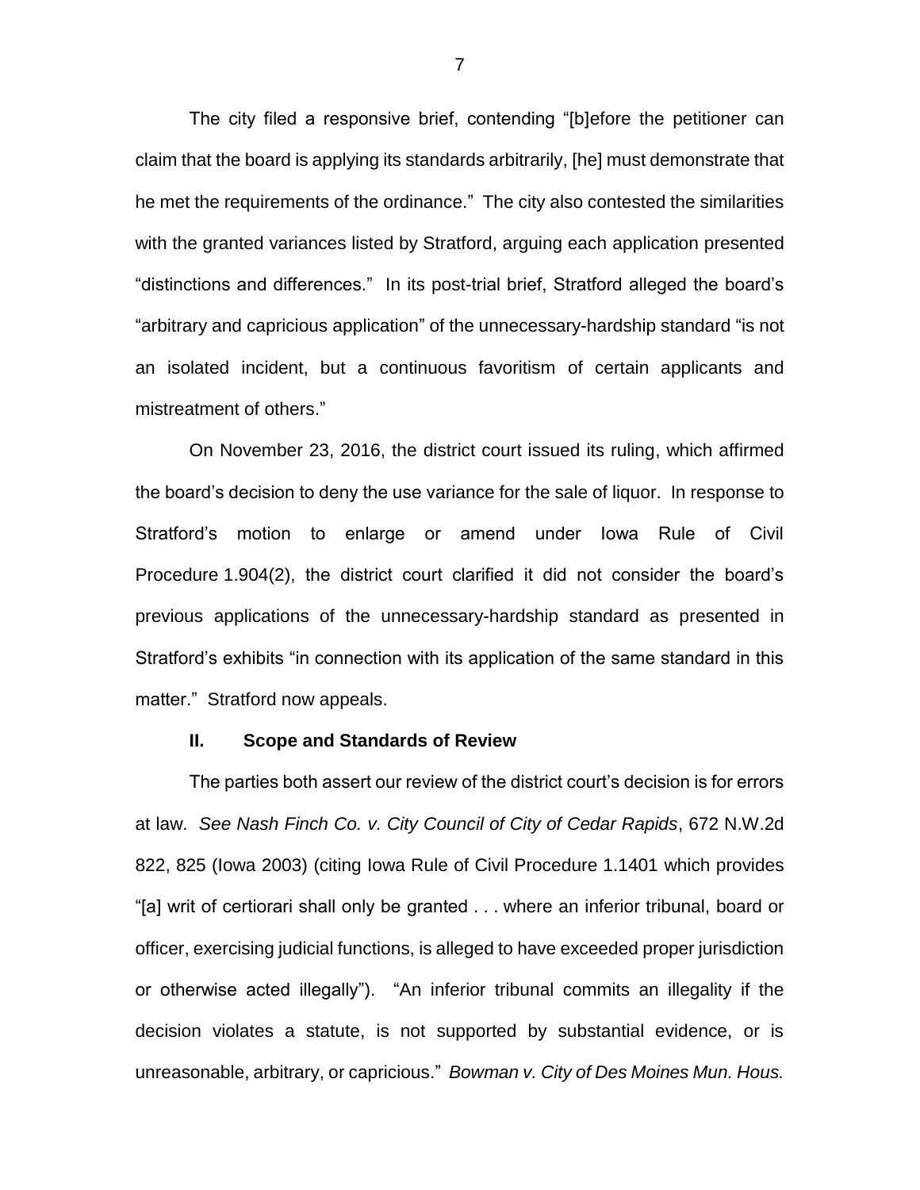The city filed a responsive brief, contending "[b]efore the petitioner can claim that the board is applying its standards arbitrarily, [he] must demonstrate that he met the requirements of the ordinance." The city also contested the similarities with the granted variances listed by Stratford, arguing each application presented "distinctions and differences." In its post-trial brief, Stratford alleged the board's "arbitrary and capricious application" of the unnecessary-hardship standard "is not an isolated incident, but a continuous favoritism of certain applicants and mistreatment of others."

On November 23, 2016, the district court issued its ruling, which affirmed the board's decision to deny the use variance for the sale of liquor. In response to Stratford's motion to enlarge or amend under Iowa Rule of Civil Procedure 1.904(2), the district court clarified it did not consider the board's previous applications of the unnecessary-hardship standard as presented in Stratford's exhibits "in connection with its application of the same standard in this matter." Stratford now appeals.

## II. Scope and Standards of Review

The parties both assert our review of the district court's decision is for errors at law. *See Nash Finch Co. v. City Council of City of Cedar Rapids*, 672 N.W.2d 822, 825 (Iowa 2003) (citing Iowa Rule of Civil Procedure 1.1401 which provides "[a] writ of certiorari shall only be granted . . . where an inferior tribunal, board or officer, exercising judicial functions, is alleged to have exceeded proper jurisdiction or otherwise acted illegally"). "An inferior tribunal commits an illegality if the decision violates a statute, is not supported by substantial evidence, or is unreasonable, arbitrary, or capricious." *Bowman v. City of Des Moines Mun. Hous.*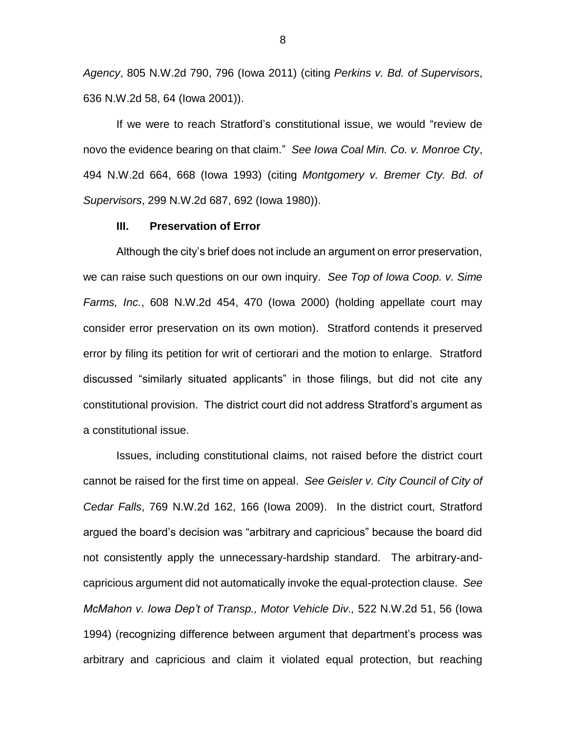*Agency*, 805 N.W.2d 790, 796 (Iowa 2011) (citing *Perkins v. Bd. of Supervisors*, 636 N.W.2d 58, 64 (Iowa 2001)).

If we were to reach Stratford's constitutional issue, we would "review de novo the evidence bearing on that claim." *See Iowa Coal Min. Co. v. Monroe Cty*, 494 N.W.2d 664, 668 (Iowa 1993) (citing *Montgomery v. Bremer Cty. Bd. of Supervisors*, 299 N.W.2d 687, 692 (Iowa 1980)).

## III. Preservation of Error

Although the city's brief does not include an argument on error preservation, we can raise such questions on our own inquiry. *See Top of Iowa Coop. v. Sime Farms, Inc.*, 608 N.W.2d 454, 470 (Iowa 2000) (holding appellate court may consider error preservation on its own motion). Stratford contends it preserved error by filing its petition for writ of certiorari and the motion to enlarge. Stratford discussed "similarly situated applicants" in those filings, but did not cite any constitutional provision. The district court did not address Stratford's argument as a constitutional issue.

Issues, including constitutional claims, not raised before the district court cannot be raised for the first time on appeal. *See Geisler v. City Council of City of Cedar Falls*, 769 N.W.2d 162, 166 (Iowa 2009). In the district court, Stratford argued the board's decision was "arbitrary and capricious" because the board did not consistently apply the unnecessary-hardship standard. The arbitrary-and-capricious argument did not automatically invoke the equal-protection clause. *See McMahon v. Iowa Dep't of Transp., Motor Vehicle Div.,* 522 N.W.2d 51, 56 (Iowa 1994) (recognizing difference between argument that department's process was arbitrary and capricious and claim it violated equal protection, but reaching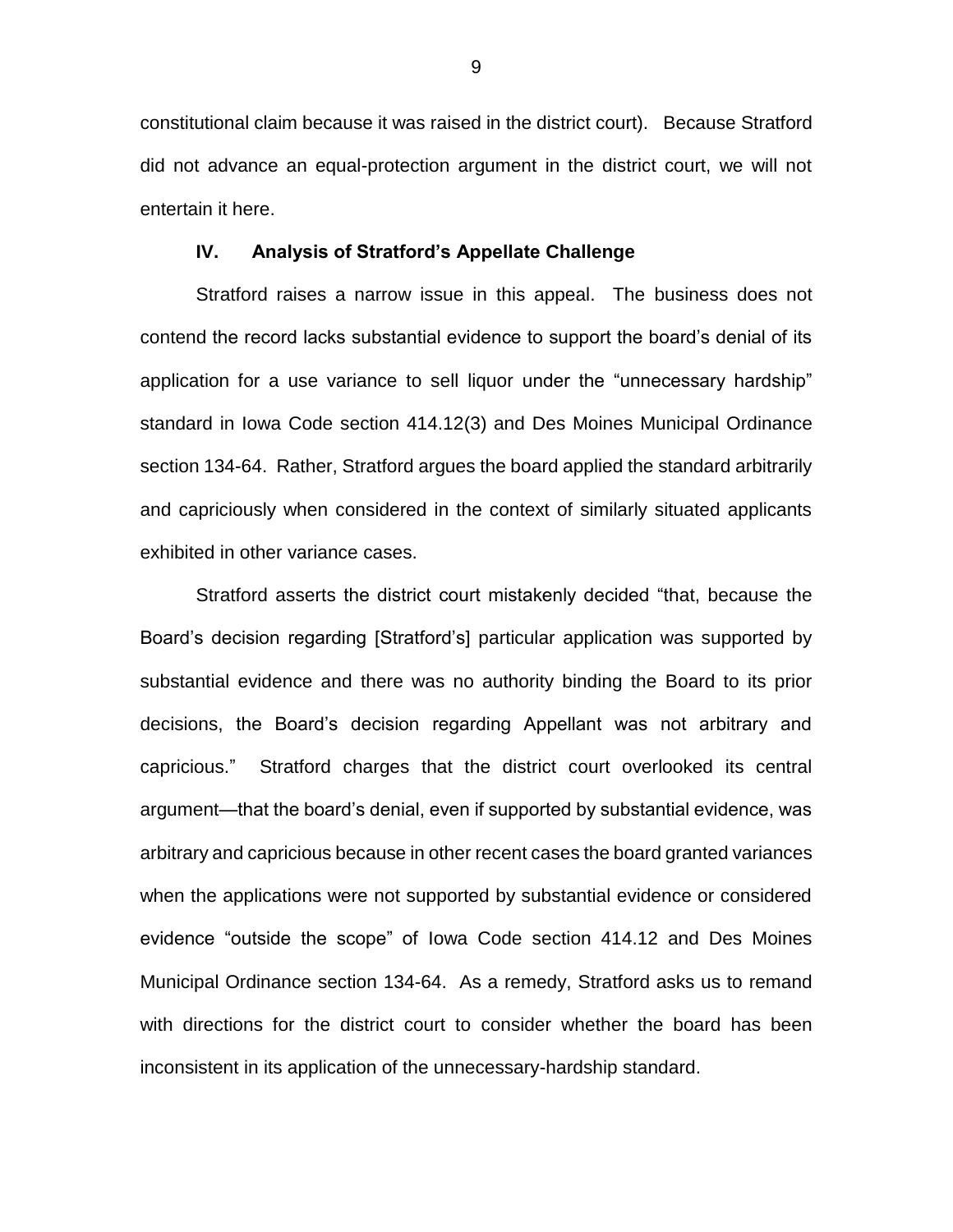constitutional claim because it was raised in the district court). Because Stratford did not advance an equal-protection argument in the district court, we will not entertain it here.

## IV. Analysis of Stratford's Appellate Challenge

Stratford raises a narrow issue in this appeal. The business does not contend the record lacks substantial evidence to support the board's denial of its application for a use variance to sell liquor under the "unnecessary hardship" standard in Iowa Code section 414.12(3) and Des Moines Municipal Ordinance section 134-64. Rather, Stratford argues the board applied the standard arbitrarily and capriciously when considered in the context of similarly situated applicants exhibited in other variance cases.

Stratford asserts the district court mistakenly decided "that, because the Board's decision regarding [Stratford's] particular application was supported by substantial evidence and there was no authority binding the Board to its prior decisions, the Board's decision regarding Appellant was not arbitrary and capricious." Stratford charges that the district court overlooked its central argument—that the board's denial, even if supported by substantial evidence, was arbitrary and capricious because in other recent cases the board granted variances when the applications were not supported by substantial evidence or considered evidence "outside the scope" of Iowa Code section 414.12 and Des Moines Municipal Ordinance section 134-64. As a remedy, Stratford asks us to remand with directions for the district court to consider whether the board has been inconsistent in its application of the unnecessary-hardship standard.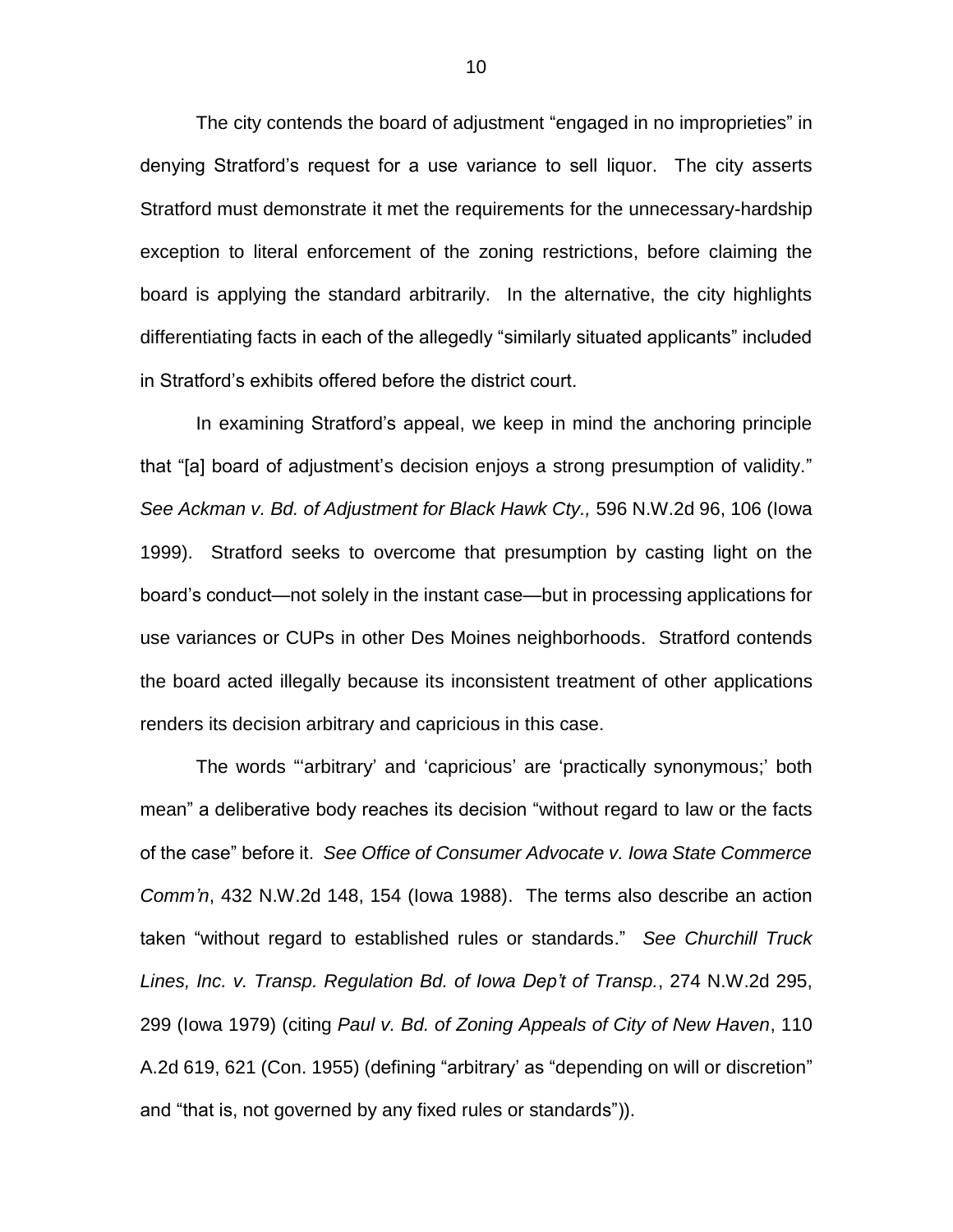The city contends the board of adjustment "engaged in no improprieties" in denying Stratford's request for a use variance to sell liquor. The city asserts Stratford must demonstrate it met the requirements for the unnecessary-hardship exception to literal enforcement of the zoning restrictions, before claiming the board is applying the standard arbitrarily. In the alternative, the city highlights differentiating facts in each of the allegedly "similarly situated applicants" included in Stratford's exhibits offered before the district court.

In examining Stratford's appeal, we keep in mind the anchoring principle that "[a] board of adjustment's decision enjoys a strong presumption of validity." *See Ackman v. Bd. of Adjustment for Black Hawk Cty.,* 596 N.W.2d 96, 106 (Iowa 1999). Stratford seeks to overcome that presumption by casting light on the board's conduct—not solely in the instant case—but in processing applications for use variances or CUPs in other Des Moines neighborhoods. Stratford contends the board acted illegally because its inconsistent treatment of other applications renders its decision arbitrary and capricious in this case.

The words "'arbitrary' and 'capricious' are 'practically synonymous;' both mean" a deliberative body reaches its decision "without regard to law or the facts of the case" before it. *See Office of Consumer Advocate v. Iowa State Commerce Comm'n*, 432 N.W.2d 148, 154 (Iowa 1988). The terms also describe an action taken "without regard to established rules or standards." *See Churchill Truck Lines, Inc. v. Transp. Regulation Bd. of Iowa Dep't of Transp.*, 274 N.W.2d 295, 299 (Iowa 1979) (citing *Paul v. Bd. of Zoning Appeals of City of New Haven*, 110 A.2d 619, 621 (Con. 1955) (defining "arbitrary' as "depending on will or discretion" and "that is, not governed by any fixed rules or standards")).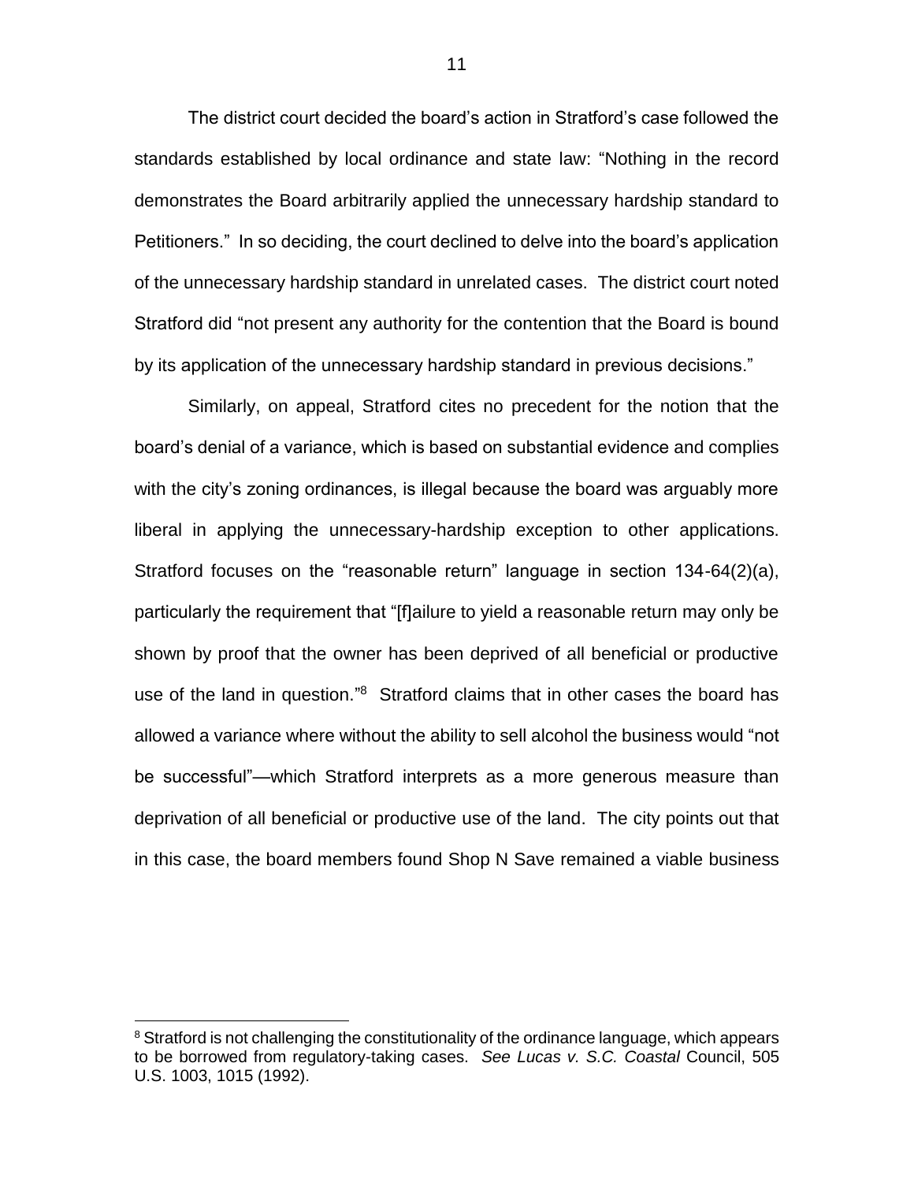The district court decided the board's action in Stratford's case followed the standards established by local ordinance and state law: "Nothing in the record demonstrates the Board arbitrarily applied the unnecessary hardship standard to Petitioners." In so deciding, the court declined to delve into the board's application of the unnecessary hardship standard in unrelated cases. The district court noted Stratford did "not present any authority for the contention that the Board is bound by its application of the unnecessary hardship standard in previous decisions."

Similarly, on appeal, Stratford cites no precedent for the notion that the board's denial of a variance, which is based on substantial evidence and complies with the city's zoning ordinances, is illegal because the board was arguably more liberal in applying the unnecessary-hardship exception to other applications. Stratford focuses on the "reasonable return" language in section 134-64(2)(a), particularly the requirement that "[f]ailure to yield a reasonable return may only be shown by proof that the owner has been deprived of all beneficial or productive use of the land in question."[8] Stratford claims that in other cases the board has allowed a variance where without the ability to sell alcohol the business would "not be successful"—which Stratford interprets as a more generous measure than deprivation of all beneficial or productive use of the land. The city points out that in this case, the board members found Shop N Save remained a viable business

---

[8] Stratford is not challenging the constitutionality of the ordinance language, which appears to be borrowed from regulatory-taking cases. *See Lucas v. S.C. Coastal* Council, 505 U.S. 1003, 1015 (1992).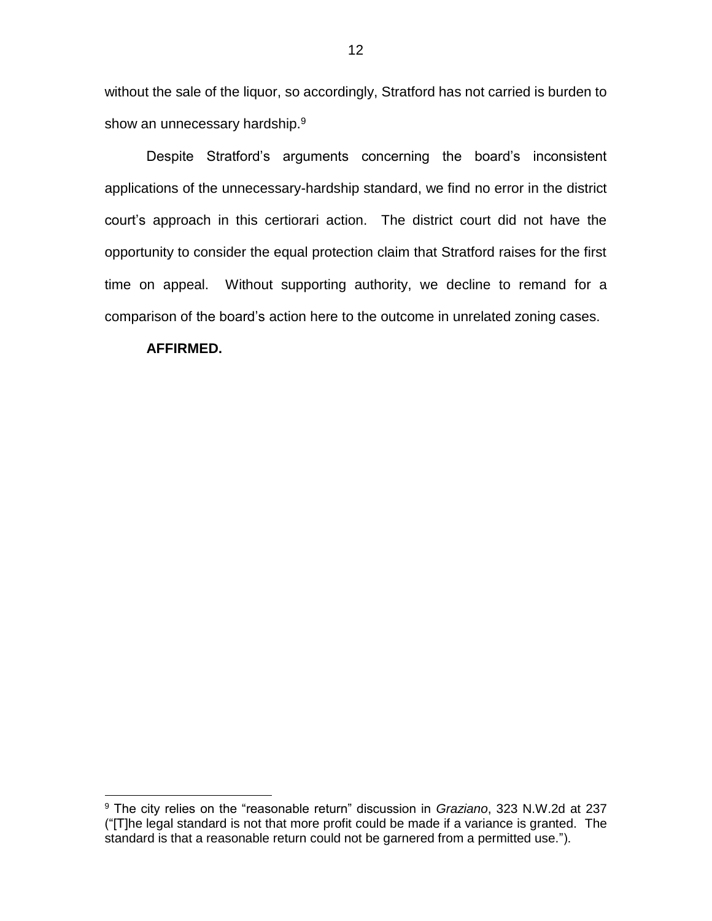without the sale of the liquor, so accordingly, Stratford has not carried is burden to show an unnecessary hardship.[9]

Despite Stratford's arguments concerning the board's inconsistent applications of the unnecessary-hardship standard, we find no error in the district court's approach in this certiorari action. The district court did not have the opportunity to consider the equal protection claim that Stratford raises for the first time on appeal. Without supporting authority, we decline to remand for a comparison of the board's action here to the outcome in unrelated zoning cases.

**AFFIRMED.**

[9] The city relies on the "reasonable return" discussion in *Graziano*, 323 N.W.2d at 237 ("[T]he legal standard is not that more profit could be made if a variance is granted. The standard is that a reasonable return could not be garnered from a permitted use.").